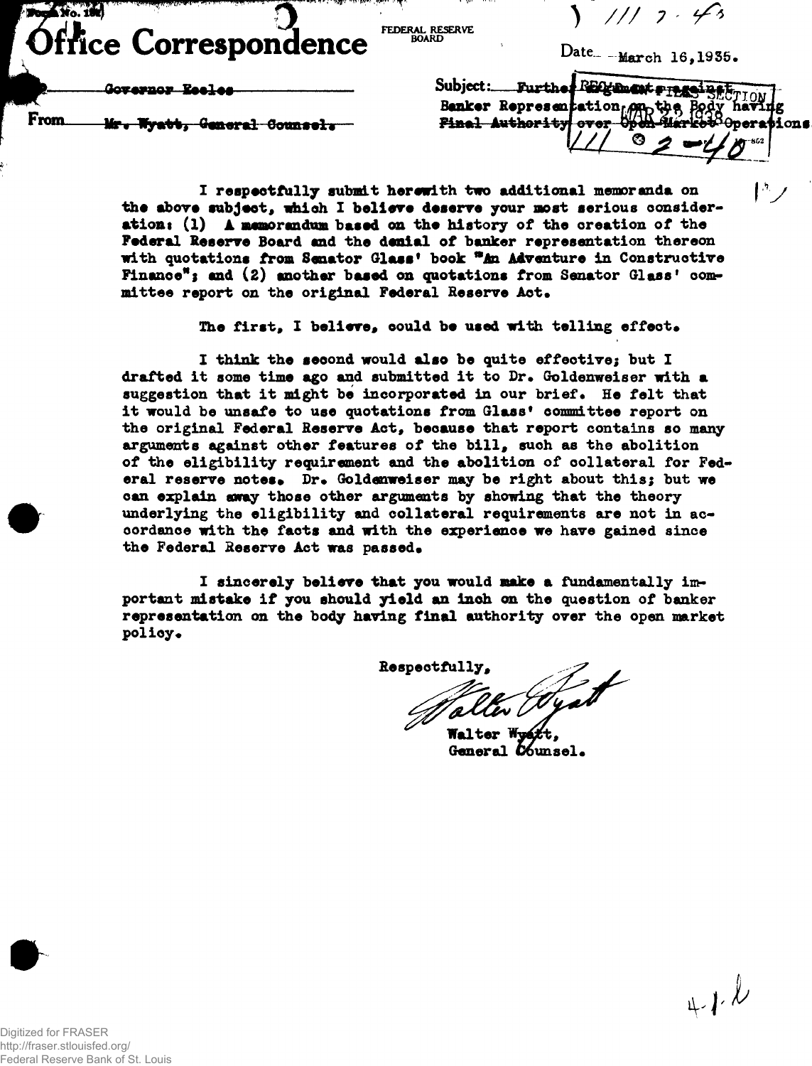Form No. 131

# Office Correspondence

FEDERAL RESERVE BOARD

Date March 16, 1935.

To Governor Eccles

From Mr. Wyatt, General Counsel.

Subject: Further Argument against Banker Representation on the Body having Final Authority over Open Market Operations

I respectfully submit herewith two additional memoranda on the above subject, which I believe deserve your most serious consideration: (1) A memorandum based on the history of the creation of the Federal Reserve Board and the denial of banker representation thereon with quotations from Senator Glass' book "An Adventure in Constructive Finance"; and (2) another based on quotations from Senator Glass' committee report on the original Federal Reserve Act.

The first, I believe, could be used with telling effect.

I think the second would also be quite effective; but I drafted it some time ago and submitted it to Dr. Goldenweiser with a suggestion that it might be incorporated in our brief. He felt that it would be unsafe to use quotations from Glass' committee report on the original Federal Reserve Act, because that report contains so many arguments against other features of the bill, such as the abolition of the eligibility requirement and the abolition of collateral for Federal reserve notes. Dr. Goldenweiser may be right about this; but we can explain away those other arguments by showing that the theory underlying the eligibility and collateral requirements are not in accordance with the facts and with the experience we have gained since the Federal Reserve Act was passed.

I sincerely believe that you would make a fundamentally important mistake if you should yield an inch on the question of banker representation on the body having final authority over the open market policy.

Respectfully,

Walter Wyatt,
General Counsel.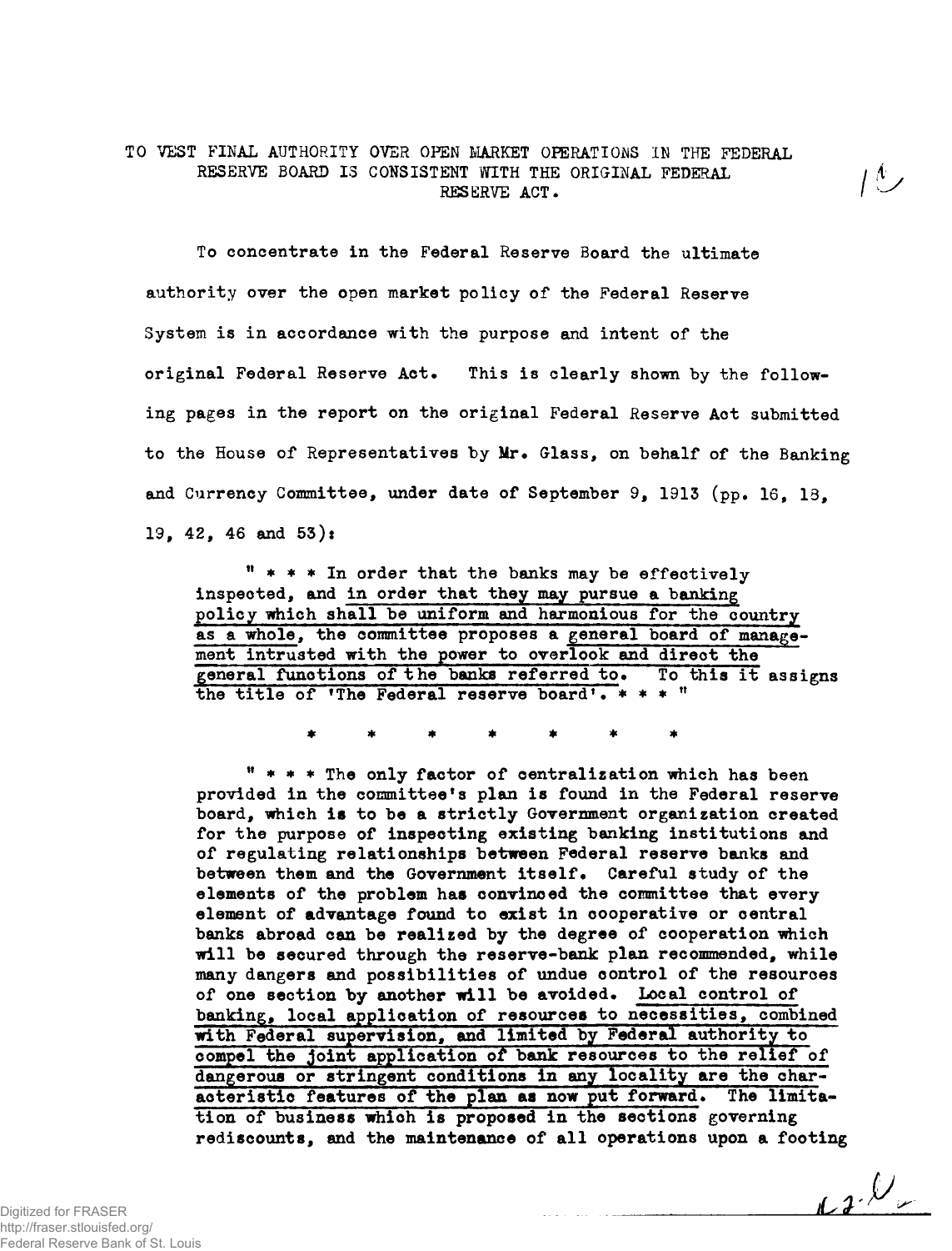TO VEST FINAL AUTHORITY OVER OPEN MARKET OPERATIONS IN THE FEDERAL RESERVE BOARD IS CONSISTENT WITH THE ORIGINAL FEDERAL RESERVE ACT.

To concentrate in the Federal Reserve Board the ultimate authority over the open market policy of the Federal Reserve System is in accordance with the purpose and intent of the original Federal Reserve Act. This is clearly shown by the following pages in the report on the original Federal Reserve Act submitted to the House of Representatives by Mr. Glass, on behalf of the Banking and Currency Committee, under date of September 9, 1913 (pp. 16, 18, 19, 42, 46 and 53):

> " * * * In order that the banks may be effectively inspected, and in order that they may pursue a banking policy which shall be uniform and harmonious for the country as a whole, the committee proposes a general board of management intrusted with the power to overlook and direct the general functions of the banks referred to. To this it assigns the title of 'The Federal reserve board'. * * * "

\* \* \* \* \* \* \*

> " * * * The only factor of centralization which has been provided in the committee's plan is found in the Federal reserve board, which is to be a strictly Government organization created for the purpose of inspecting existing banking institutions and of regulating relationships between Federal reserve banks and between them and the Government itself. Careful study of the elements of the problem has convinced the committee that every element of advantage found to exist in cooperative or central banks abroad can be realized by the degree of cooperation which will be secured through the reserve-bank plan recommended, while many dangers and possibilities of undue control of the resources of one section by another will be avoided. Local control of banking, local application of resources to necessities, combined with Federal supervision, and limited by Federal authority to compel the joint application of bank resources to the relief of dangerous or stringent conditions in any locality are the characteristic features of the plan as now put forward. The limitation of business which is proposed in the sections governing rediscounts, and the maintenance of all operations upon a footing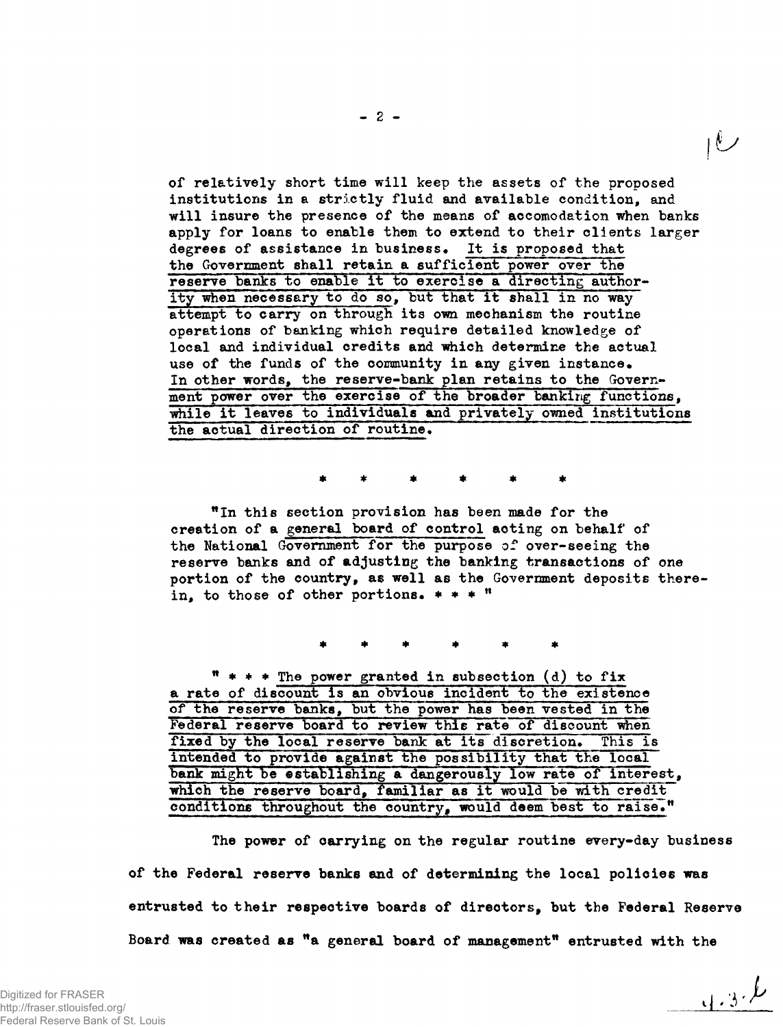of relatively short time will keep the assets of the proposed institutions in a strictly fluid and available condition, and will insure the presence of the means of accomodation when banks apply for loans to enable them to extend to their clients larger degrees of assistance in business. It is proposed that the Government shall retain a sufficient power over the reserve banks to enable it to exercise a directing authority when necessary to do so, but that it shall in no way attempt to carry on through its own mechanism the routine operations of banking which require detailed knowledge of local and individual credits and which determine the actual use of the funds of the community in any given instance. In other words, the reserve-bank plan retains to the Government power over the exercise of the broader banking functions, while it leaves to individuals and privately owned institutions the actual direction of routine.

\* \* \* \* \* \*

"In this section provision has been made for the creation of a general board of control acting on behalf of the National Government for the purpose of over-seeing the reserve banks and of adjusting the banking transactions of one portion of the country, as well as the Government deposits therein, to those of other portions. \* \* \* "

\* \* \* \* \* \*

" \* \* \* The power granted in subsection (d) to fix a rate of discount is an obvious incident to the existence of the reserve banks, but the power has been vested in the Federal reserve board to review this rate of discount when fixed by the local reserve bank at its discretion. This is intended to provide against the possibility that the local bank might be establishing a dangerously low rate of interest, which the reserve board, familiar as it would be with credit conditions throughout the country, would deem best to raise."

The power of carrying on the regular routine every-day business of the Federal reserve banks and of determining the local policies was entrusted to their respective boards of directors, but the Federal Reserve Board was created as "a general board of management" entrusted with the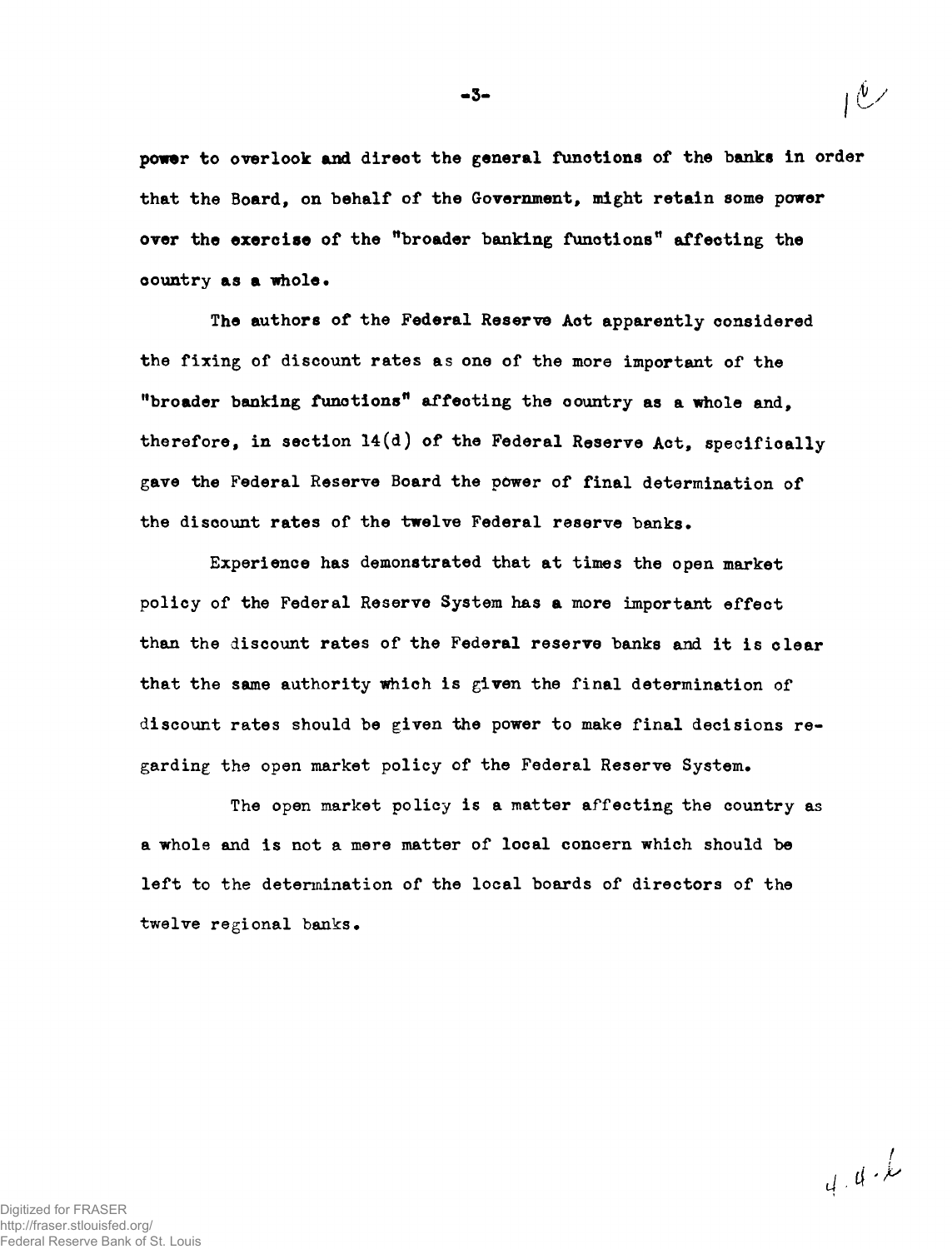power to overlook and direct the general functions of the banks in order that the Board, on behalf of the Government, might retain some power over the exercise of the "broader banking functions" affecting the country as a whole.

The authors of the Federal Reserve Act apparently considered the fixing of discount rates as one of the more important of the "broader banking functions" affecting the country as a whole and, therefore, in section 14(d) of the Federal Reserve Act, specifically gave the Federal Reserve Board the power of final determination of the discount rates of the twelve Federal reserve banks.

Experience has demonstrated that at times the open market policy of the Federal Reserve System has a more important effect than the discount rates of the Federal reserve banks and it is clear that the same authority which is given the final determination of discount rates should be given the power to make final decisions regarding the open market policy of the Federal Reserve System.

The open market policy is a matter affecting the country as a whole and is not a mere matter of local concern which should be left to the determination of the local boards of directors of the twelve regional banks.